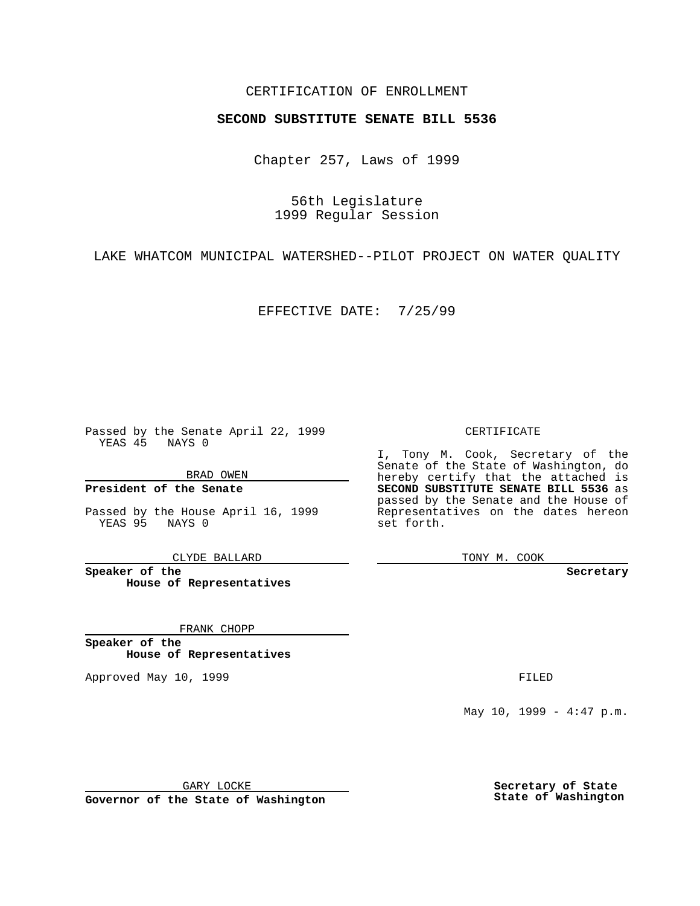CERTIFICATION OF ENROLLMENT

**SECOND SUBSTITUTE SENATE BILL 5536**

Chapter 257, Laws of 1999

56th Legislature
1999 Regular Session

LAKE WHATCOM MUNICIPAL WATERSHED--PILOT PROJECT ON WATER QUALITY

EFFECTIVE DATE: 7/25/99

Passed by the Senate April 22, 1999
YEAS 45 NAYS 0

BRAD OWEN

**President of the Senate**

Passed by the House April 16, 1999
YEAS 95 NAYS 0

CLYDE BALLARD

**Speaker of the House of Representatives**

FRANK CHOPP

**Speaker of the House of Representatives**

Approved May 10, 1999

GARY LOCKE

**Governor of the State of Washington**

CERTIFICATE

I, Tony M. Cook, Secretary of the Senate of the State of Washington, do hereby certify that the attached is **SECOND SUBSTITUTE SENATE BILL 5536** as passed by the Senate and the House of Representatives on the dates hereon set forth.

TONY M. COOK

**Secretary**

FILED

May 10, 1999 - 4:47 p.m.

**Secretary of State**
**State of Washington**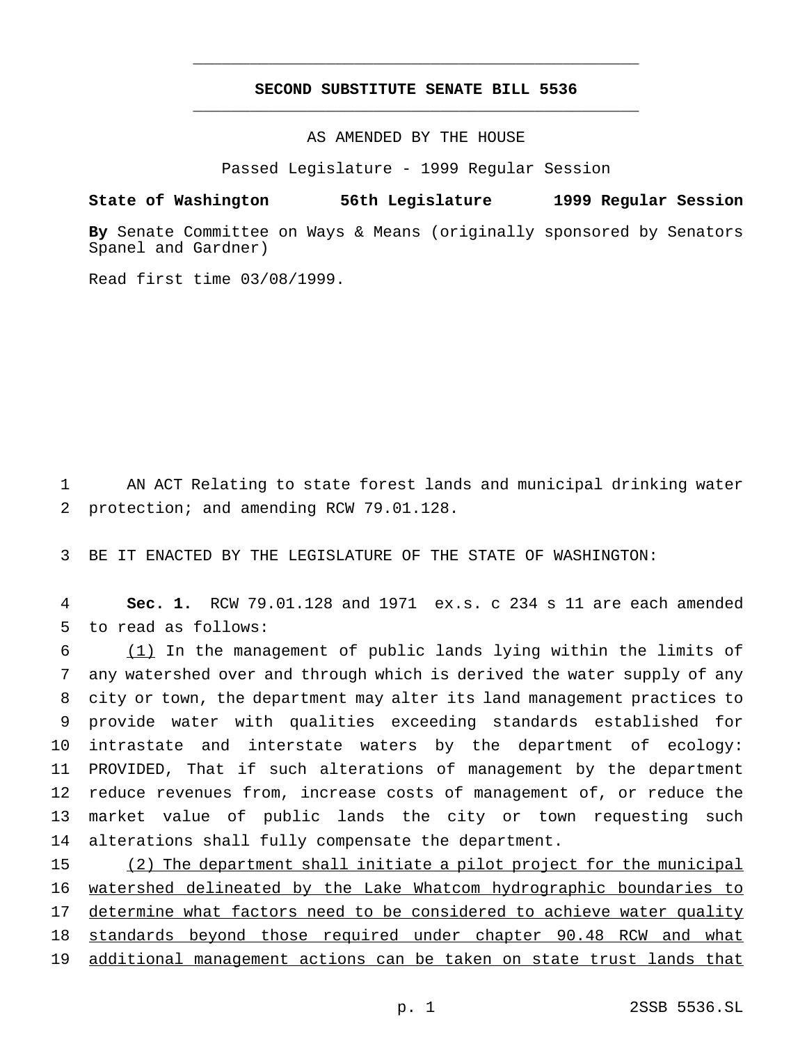# SECOND SUBSTITUTE SENATE BILL 5536

AS AMENDED BY THE HOUSE

Passed Legislature - 1999 Regular Session

**State of Washington 56th Legislature 1999 Regular Session**

**By** Senate Committee on Ways & Means (originally sponsored by Senators Spanel and Gardner)

Read first time 03/08/1999.

AN ACT Relating to state forest lands and municipal drinking water protection; and amending RCW 79.01.128.

BE IT ENACTED BY THE LEGISLATURE OF THE STATE OF WASHINGTON:

**Sec. 1.** RCW 79.01.128 and 1971 ex.s. c 234 s 11 are each amended to read as follows:

(1) In the management of public lands lying within the limits of any watershed over and through which is derived the water supply of any city or town, the department may alter its land management practices to provide water with qualities exceeding standards established for intrastate and interstate waters by the department of ecology: PROVIDED, That if such alterations of management by the department reduce revenues from, increase costs of management of, or reduce the market value of public lands the city or town requesting such alterations shall fully compensate the department.

(2) The department shall initiate a pilot project for the municipal watershed delineated by the Lake Whatcom hydrographic boundaries to determine what factors need to be considered to achieve water quality standards beyond those required under chapter 90.48 RCW and what additional management actions can be taken on state trust lands that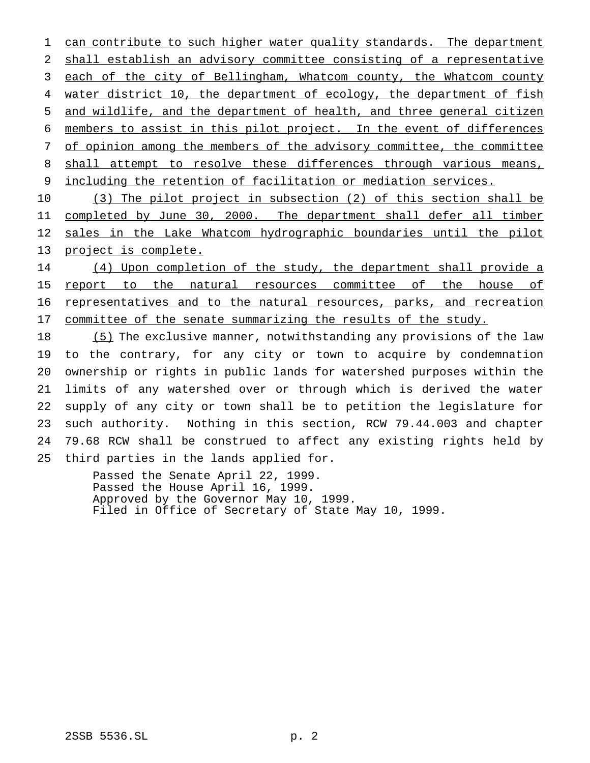can contribute to such higher water quality standards. The department shall establish an advisory committee consisting of a representative each of the city of Bellingham, Whatcom county, the Whatcom county water district 10, the department of ecology, the department of fish and wildlife, and the department of health, and three general citizen members to assist in this pilot project. In the event of differences of opinion among the members of the advisory committee, the committee shall attempt to resolve these differences through various means, including the retention of facilitation or mediation services.

(3) The pilot project in subsection (2) of this section shall be completed by June 30, 2000. The department shall defer all timber sales in the Lake Whatcom hydrographic boundaries until the pilot project is complete.

(4) Upon completion of the study, the department shall provide a report to the natural resources committee of the house of representatives and to the natural resources, parks, and recreation committee of the senate summarizing the results of the study.

(5) The exclusive manner, notwithstanding any provisions of the law to the contrary, for any city or town to acquire by condemnation ownership or rights in public lands for watershed purposes within the limits of any watershed over or through which is derived the water supply of any city or town shall be to petition the legislature for such authority. Nothing in this section, RCW 79.44.003 and chapter 79.68 RCW shall be construed to affect any existing rights held by third parties in the lands applied for.

Passed the Senate April 22, 1999.
Passed the House April 16, 1999.
Approved by the Governor May 10, 1999.
Filed in Office of Secretary of State May 10, 1999.